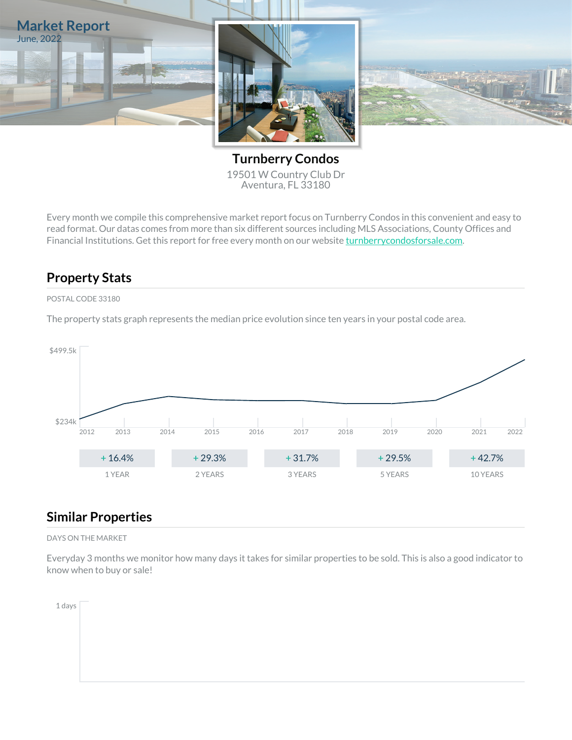# Market Report

June, 2022

## Turnberry Condos

19501 W Country Club Dr
Aventura, FL 33180

Every month we compile this comprehensive market report focus on Turnberry Condos in this convenient and easy to read format. Our datas comes from more than six different sources including MLS Associations, County Offices and Financial Institutions. Get this report for free every month on our website turnberrycondosforsale.com.

## Property Stats

POSTAL CODE 33180

The property stats graph represents the median price evolution since ten years in your postal code area.

$499.5k

$234k

2012 2013 2014 2015 2016 2017 2018 2019 2020 2021 2022

| + 16.4% | + 29.3% | + 31.7% | + 29.5% | + 42.7% |
|---|---|---|---|---|
| 1 YEAR | 2 YEARS | 3 YEARS | 5 YEARS | 10 YEARS |

## Similar Properties

DAYS ON THE MARKET

Everyday 3 months we monitor how many days it takes for similar properties to be sold. This is also a good indicator to know when to buy or sale!

1 days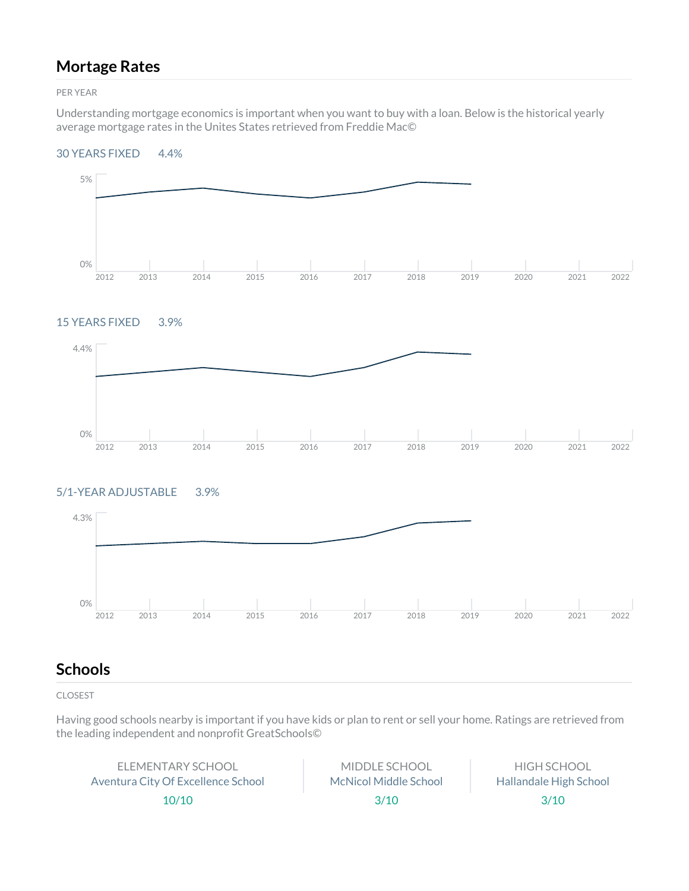## Mortage Rates

PER YEAR

Understanding mortgage economics is important when you want to buy with a loan. Below is the historical yearly average mortgage rates in the Unites States retrieved from Freddie Mac©

30 YEARS FIXED 4.4%

5%

0%

2012 2013 2014 2015 2016 2017 2018 2019 2020 2021 2022

15 YEARS FIXED 3.9%

4.4%

0%

2012 2013 2014 2015 2016 2017 2018 2019 2020 2021 2022

5/1-YEAR ADJUSTABLE 3.9%

4.3%

0%

2012 2013 2014 2015 2016 2017 2018 2019 2020 2021 2022

## Schools

CLOSEST

Having good schools nearby is important if you have kids or plan to rent or sell your home. Ratings are retrieved from the leading independent and nonprofit GreatSchools©

| ELEMENTARY SCHOOL | MIDDLE SCHOOL | HIGH SCHOOL |
| --- | --- | --- |
| Aventura City Of Excellence School | McNicol Middle School | Hallandale High School |
| 10/10 | 3/10 | 3/10 |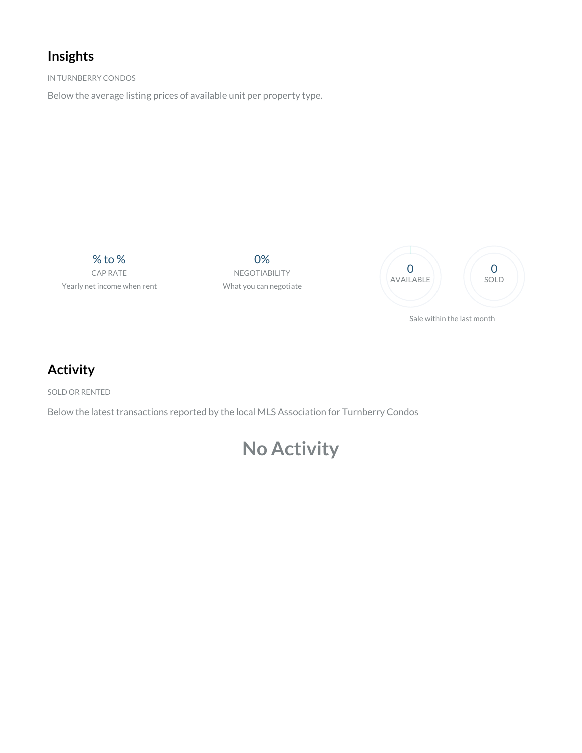## Insights

IN TURNBERRY CONDOS

Below the average listing prices of available unit per property type.

% to %
CAP RATE
Yearly net income when rent

0%
NEGOTIABILITY
What you can negotiate

0
AVAILABLE

0
SOLD

Sale within the last month

## Activity

SOLD OR RENTED

Below the latest transactions reported by the local MLS Association for Turnberry Condos

# No Activity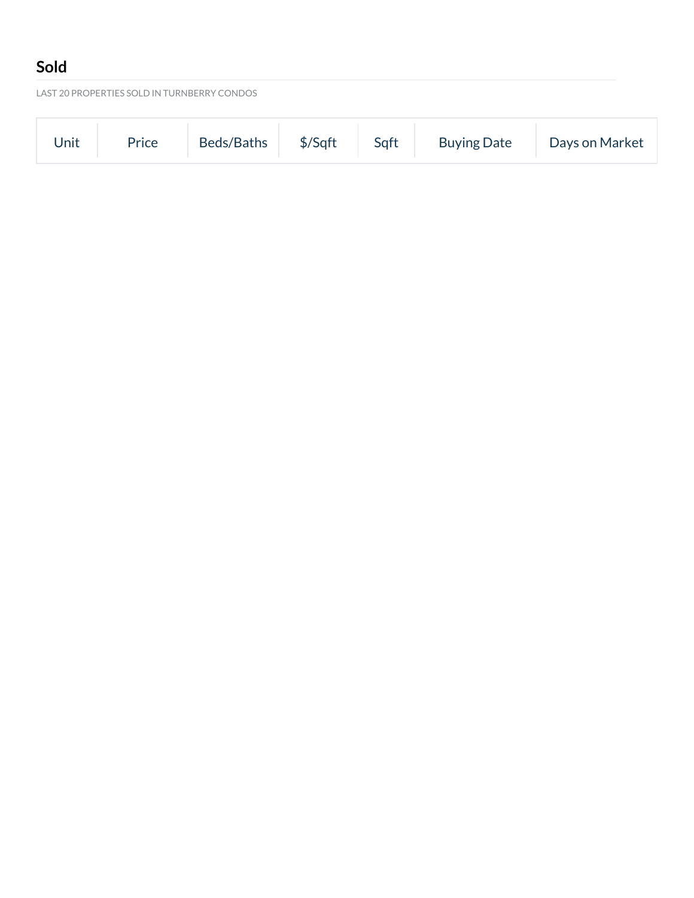## Sold

LAST 20 PROPERTIES SOLD IN TURNBERRY CONDOS

| Unit | Price | Beds/Baths | $/Sqft | Sqft | Buying Date | Days on Market |
|---|---|---|---|---|---|---|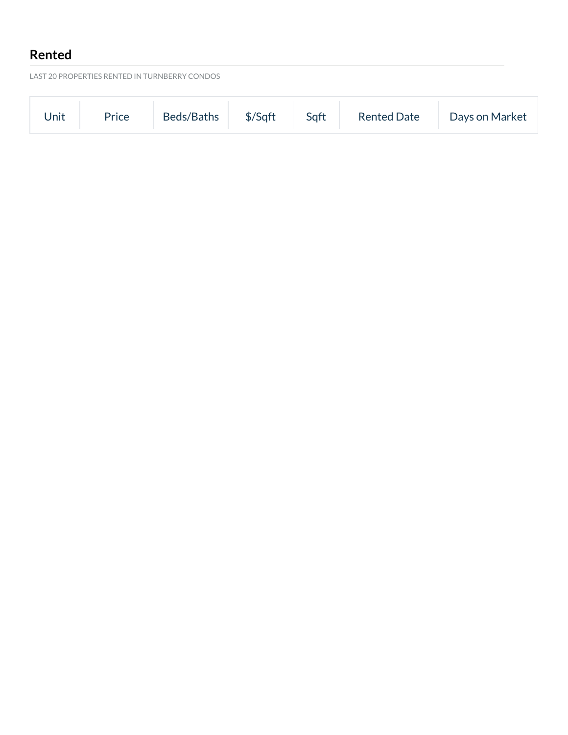## Rented

LAST 20 PROPERTIES RENTED IN TURNBERRY CONDOS

| Unit | Price | Beds/Baths | $/Sqft | Sqft | Rented Date | Days on Market |
|---|---|---|---|---|---|---|